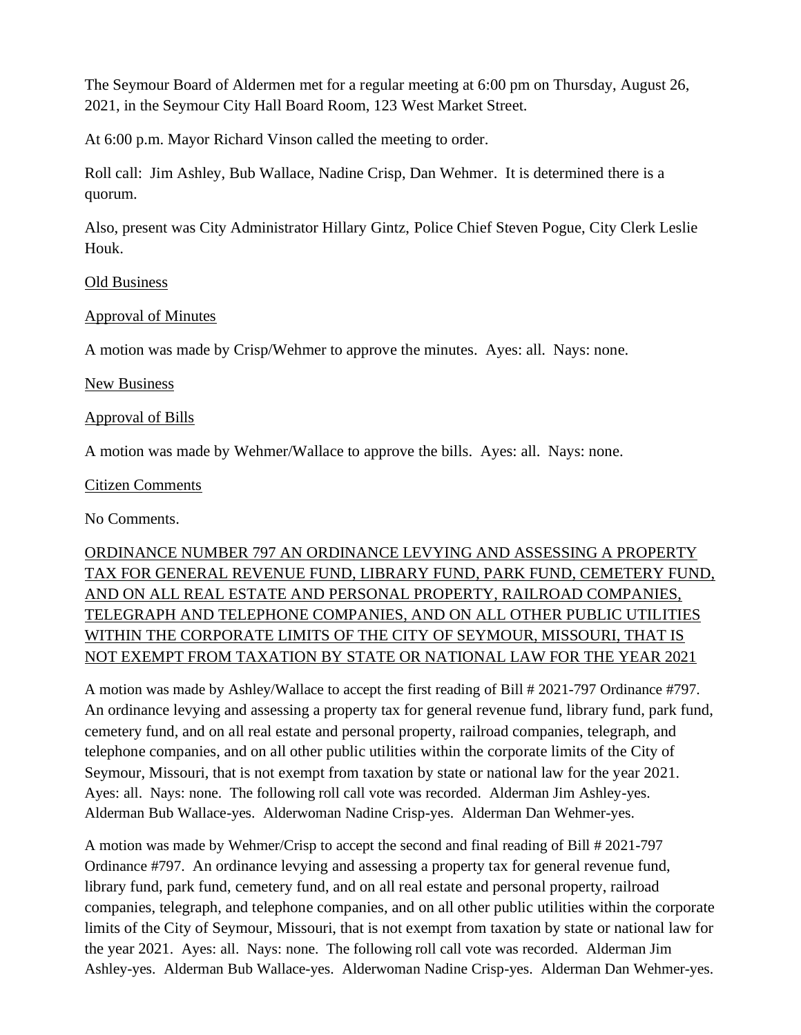The Seymour Board of Aldermen met for a regular meeting at 6:00 pm on Thursday, August 26, 2021, in the Seymour City Hall Board Room, 123 West Market Street.

At 6:00 p.m. Mayor Richard Vinson called the meeting to order.

Roll call: Jim Ashley, Bub Wallace, Nadine Crisp, Dan Wehmer. It is determined there is a quorum.

Also, present was City Administrator Hillary Gintz, Police Chief Steven Pogue, City Clerk Leslie Houk.

<u>Old Business</u>

<u>Approval of Minutes</u>

A motion was made by Crisp/Wehmer to approve the minutes. Ayes: all. Nays: none.

<u>New Business</u>

<u>Approval of Bills</u>

A motion was made by Wehmer/Wallace to approve the bills. Ayes: all. Nays: none.

<u>Citizen Comments</u>

No Comments.

<u>ORDINANCE NUMBER 797 AN ORDINANCE LEVYING AND ASSESSING A PROPERTY TAX FOR GENERAL REVENUE FUND, LIBRARY FUND, PARK FUND, CEMETERY FUND, AND ON ALL REAL ESTATE AND PERSONAL PROPERTY, RAILROAD COMPANIES, TELEGRAPH AND TELEPHONE COMPANIES, AND ON ALL OTHER PUBLIC UTILITIES WITHIN THE CORPORATE LIMITS OF THE CITY OF SEYMOUR, MISSOURI, THAT IS NOT EXEMPT FROM TAXATION BY STATE OR NATIONAL LAW FOR THE YEAR 2021</u>

A motion was made by Ashley/Wallace to accept the first reading of Bill # 2021-797 Ordinance #797. An ordinance levying and assessing a property tax for general revenue fund, library fund, park fund, cemetery fund, and on all real estate and personal property, railroad companies, telegraph, and telephone companies, and on all other public utilities within the corporate limits of the City of Seymour, Missouri, that is not exempt from taxation by state or national law for the year 2021. Ayes: all. Nays: none. The following roll call vote was recorded. Alderman Jim Ashley-yes. Alderman Bub Wallace-yes. Alderwoman Nadine Crisp-yes. Alderman Dan Wehmer-yes.

A motion was made by Wehmer/Crisp to accept the second and final reading of Bill # 2021-797 Ordinance #797. An ordinance levying and assessing a property tax for general revenue fund, library fund, park fund, cemetery fund, and on all real estate and personal property, railroad companies, telegraph, and telephone companies, and on all other public utilities within the corporate limits of the City of Seymour, Missouri, that is not exempt from taxation by state or national law for the year 2021. Ayes: all. Nays: none. The following roll call vote was recorded. Alderman Jim Ashley-yes. Alderman Bub Wallace-yes. Alderwoman Nadine Crisp-yes. Alderman Dan Wehmer-yes.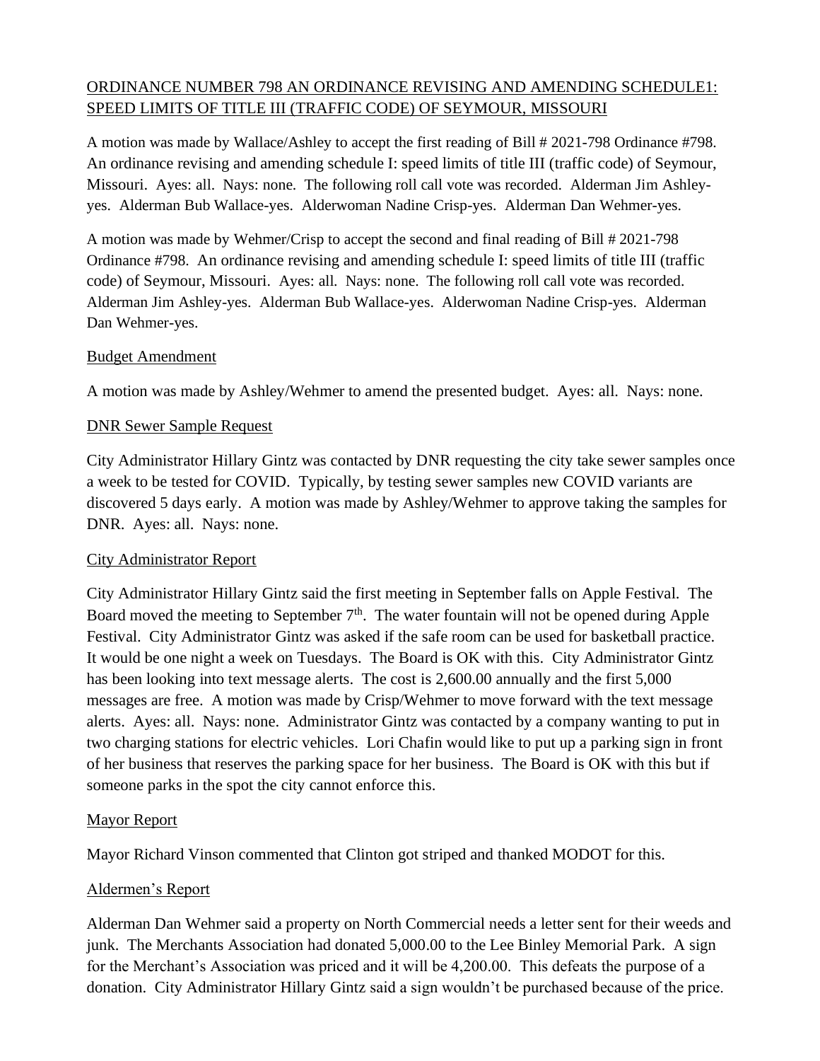ORDINANCE NUMBER 798 AN ORDINANCE REVISING AND AMENDING SCHEDULE1: SPEED LIMITS OF TITLE III (TRAFFIC CODE) OF SEYMOUR, MISSOURI

A motion was made by Wallace/Ashley to accept the first reading of Bill # 2021-798 Ordinance #798. An ordinance revising and amending schedule I: speed limits of title III (traffic code) of Seymour, Missouri. Ayes: all. Nays: none. The following roll call vote was recorded. Alderman Jim Ashley-yes. Alderman Bub Wallace-yes. Alderwoman Nadine Crisp-yes. Alderman Dan Wehmer-yes.

A motion was made by Wehmer/Crisp to accept the second and final reading of Bill # 2021-798 Ordinance #798. An ordinance revising and amending schedule I: speed limits of title III (traffic code) of Seymour, Missouri. Ayes: all. Nays: none. The following roll call vote was recorded. Alderman Jim Ashley-yes. Alderman Bub Wallace-yes. Alderwoman Nadine Crisp-yes. Alderman Dan Wehmer-yes.

Budget Amendment

A motion was made by Ashley/Wehmer to amend the presented budget. Ayes: all. Nays: none.

DNR Sewer Sample Request

City Administrator Hillary Gintz was contacted by DNR requesting the city take sewer samples once a week to be tested for COVID. Typically, by testing sewer samples new COVID variants are discovered 5 days early. A motion was made by Ashley/Wehmer to approve taking the samples for DNR. Ayes: all. Nays: none.

City Administrator Report

City Administrator Hillary Gintz said the first meeting in September falls on Apple Festival. The Board moved the meeting to September 7th. The water fountain will not be opened during Apple Festival. City Administrator Gintz was asked if the safe room can be used for basketball practice. It would be one night a week on Tuesdays. The Board is OK with this. City Administrator Gintz has been looking into text message alerts. The cost is 2,600.00 annually and the first 5,000 messages are free. A motion was made by Crisp/Wehmer to move forward with the text message alerts. Ayes: all. Nays: none. Administrator Gintz was contacted by a company wanting to put in two charging stations for electric vehicles. Lori Chafin would like to put up a parking sign in front of her business that reserves the parking space for her business. The Board is OK with this but if someone parks in the spot the city cannot enforce this.

Mayor Report

Mayor Richard Vinson commented that Clinton got striped and thanked MODOT for this.

Aldermen's Report

Alderman Dan Wehmer said a property on North Commercial needs a letter sent for their weeds and junk. The Merchants Association had donated 5,000.00 to the Lee Binley Memorial Park. A sign for the Merchant's Association was priced and it will be 4,200.00. This defeats the purpose of a donation. City Administrator Hillary Gintz said a sign wouldn't be purchased because of the price.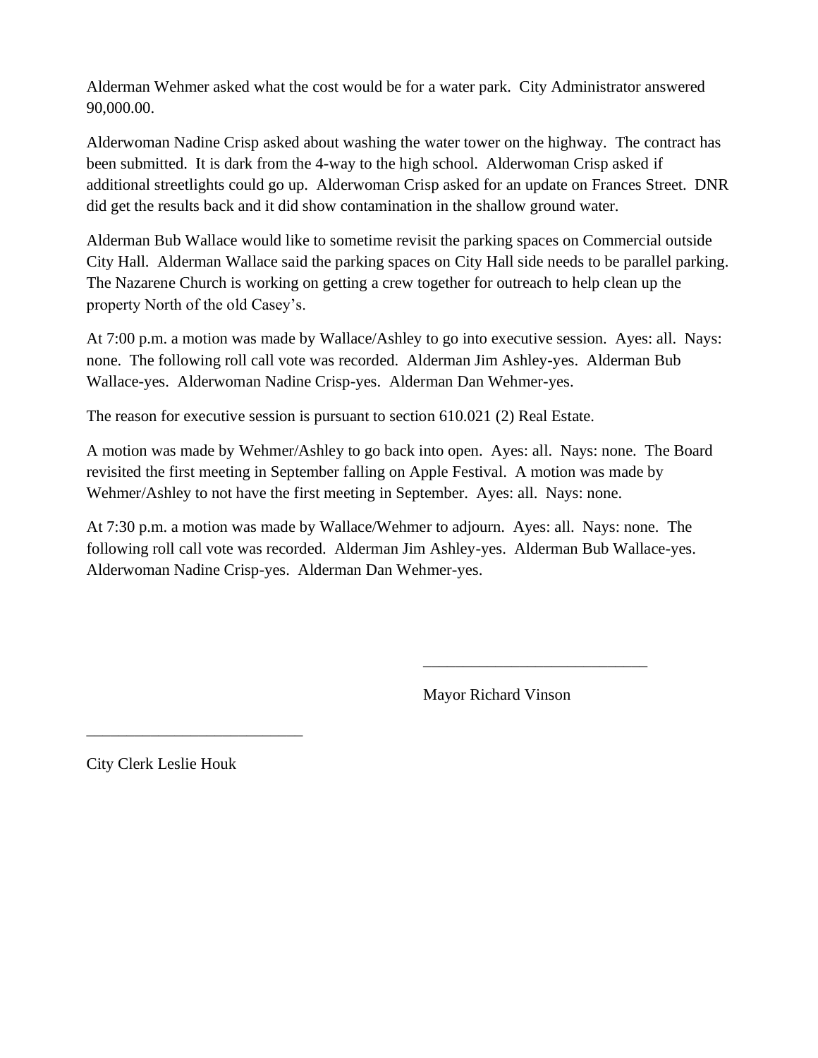Alderman Wehmer asked what the cost would be for a water park. City Administrator answered 90,000.00.

Alderwoman Nadine Crisp asked about washing the water tower on the highway. The contract has been submitted. It is dark from the 4-way to the high school. Alderwoman Crisp asked if additional streetlights could go up. Alderwoman Crisp asked for an update on Frances Street. DNR did get the results back and it did show contamination in the shallow ground water.

Alderman Bub Wallace would like to sometime revisit the parking spaces on Commercial outside City Hall. Alderman Wallace said the parking spaces on City Hall side needs to be parallel parking. The Nazarene Church is working on getting a crew together for outreach to help clean up the property North of the old Casey's.

At 7:00 p.m. a motion was made by Wallace/Ashley to go into executive session. Ayes: all. Nays: none. The following roll call vote was recorded. Alderman Jim Ashley-yes. Alderman Bub Wallace-yes. Alderwoman Nadine Crisp-yes. Alderman Dan Wehmer-yes.

The reason for executive session is pursuant to section 610.021 (2) Real Estate.

A motion was made by Wehmer/Ashley to go back into open. Ayes: all. Nays: none. The Board revisited the first meeting in September falling on Apple Festival. A motion was made by Wehmer/Ashley to not have the first meeting in September. Ayes: all. Nays: none.

At 7:30 p.m. a motion was made by Wallace/Wehmer to adjourn. Ayes: all. Nays: none. The following roll call vote was recorded. Alderman Jim Ashley-yes. Alderman Bub Wallace-yes. Alderwoman Nadine Crisp-yes. Alderman Dan Wehmer-yes.

\_\_\_\_\_\_\_\_\_\_\_\_\_\_\_\_\_\_\_\_\_\_\_\_\_\_\_\_

Mayor Richard Vinson

\_\_\_\_\_\_\_\_\_\_\_\_\_\_\_\_\_\_\_\_\_\_\_\_\_\_\_\_

City Clerk Leslie Houk